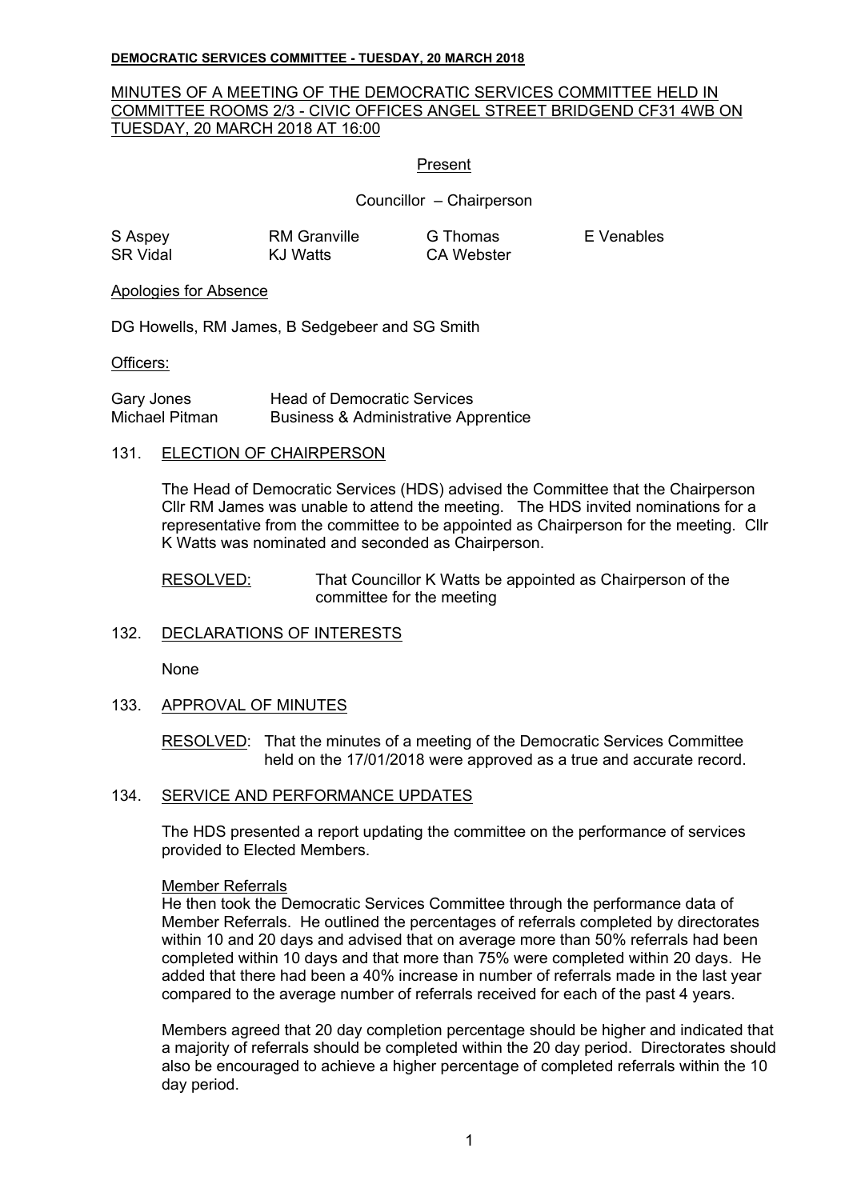**DEMOCRATIC SERVICES COMMITTEE - TUESDAY, 20 MARCH 2018**

MINUTES OF A MEETING OF THE DEMOCRATIC SERVICES COMMITTEE HELD IN COMMITTEE ROOMS 2/3 - CIVIC OFFICES ANGEL STREET BRIDGEND CF31 4WB ON TUESDAY, 20 MARCH 2018 AT 16:00

Present

Councillor – Chairperson

| | | | |
|---|---|---|---|
| S Aspey | RM Granville | G Thomas | E Venables |
| SR Vidal | KJ Watts | CA Webster | |

Apologies for Absence

DG Howells, RM James, B Sedgebeer and SG Smith

Officers:

| | |
|---|---|
| Gary Jones | Head of Democratic Services |
| Michael Pitman | Business & Administrative Apprentice |

131. ELECTION OF CHAIRPERSON

The Head of Democratic Services (HDS) advised the Committee that the Chairperson Cllr RM James was unable to attend the meeting. The HDS invited nominations for a representative from the committee to be appointed as Chairperson for the meeting. Cllr K Watts was nominated and seconded as Chairperson.

RESOLVED: That Councillor K Watts be appointed as Chairperson of the committee for the meeting

132. DECLARATIONS OF INTERESTS

None

133. APPROVAL OF MINUTES

RESOLVED: That the minutes of a meeting of the Democratic Services Committee held on the 17/01/2018 were approved as a true and accurate record.

134. SERVICE AND PERFORMANCE UPDATES

The HDS presented a report updating the committee on the performance of services provided to Elected Members.

Member Referrals

He then took the Democratic Services Committee through the performance data of Member Referrals. He outlined the percentages of referrals completed by directorates within 10 and 20 days and advised that on average more than 50% referrals had been completed within 10 days and that more than 75% were completed within 20 days. He added that there had been a 40% increase in number of referrals made in the last year compared to the average number of referrals received for each of the past 4 years.

Members agreed that 20 day completion percentage should be higher and indicated that a majority of referrals should be completed within the 20 day period. Directorates should also be encouraged to achieve a higher percentage of completed referrals within the 10 day period.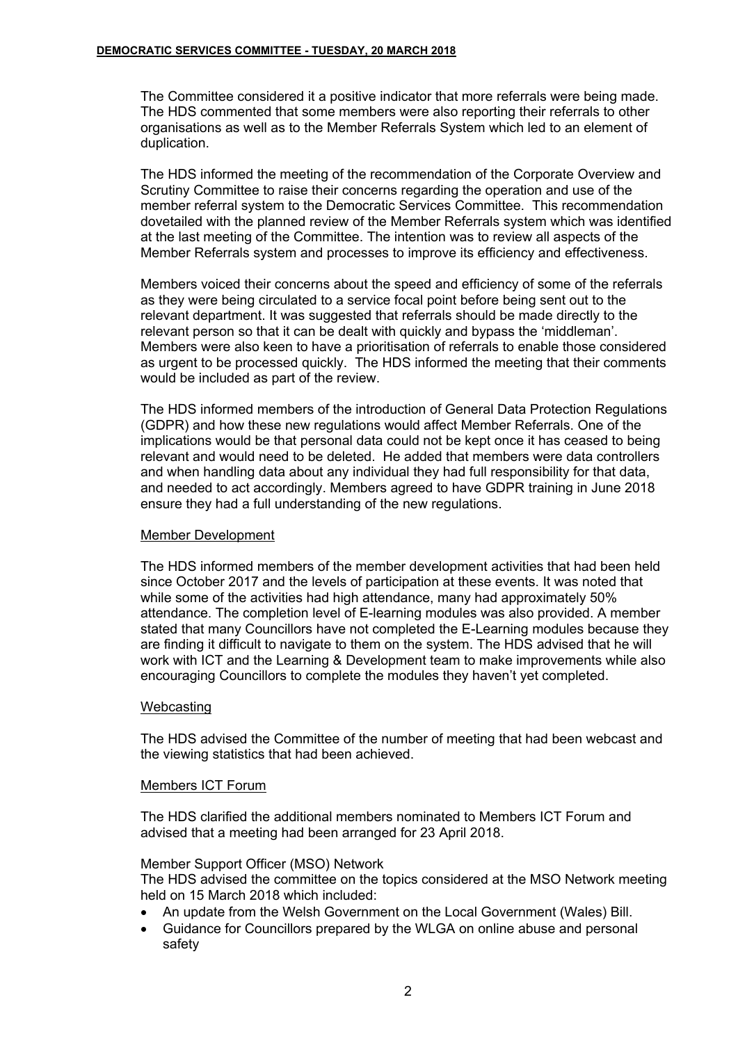The Committee considered it a positive indicator that more referrals were being made. The HDS commented that some members were also reporting their referrals to other organisations as well as to the Member Referrals System which led to an element of duplication.

The HDS informed the meeting of the recommendation of the Corporate Overview and Scrutiny Committee to raise their concerns regarding the operation and use of the member referral system to the Democratic Services Committee. This recommendation dovetailed with the planned review of the Member Referrals system which was identified at the last meeting of the Committee. The intention was to review all aspects of the Member Referrals system and processes to improve its efficiency and effectiveness.

Members voiced their concerns about the speed and efficiency of some of the referrals as they were being circulated to a service focal point before being sent out to the relevant department. It was suggested that referrals should be made directly to the relevant person so that it can be dealt with quickly and bypass the 'middleman'. Members were also keen to have a prioritisation of referrals to enable those considered as urgent to be processed quickly. The HDS informed the meeting that their comments would be included as part of the review.

The HDS informed members of the introduction of General Data Protection Regulations (GDPR) and how these new regulations would affect Member Referrals. One of the implications would be that personal data could not be kept once it has ceased to being relevant and would need to be deleted. He added that members were data controllers and when handling data about any individual they had full responsibility for that data, and needed to act accordingly. Members agreed to have GDPR training in June 2018 ensure they had a full understanding of the new regulations.

<u>Member Development</u>

The HDS informed members of the member development activities that had been held since October 2017 and the levels of participation at these events. It was noted that while some of the activities had high attendance, many had approximately 50% attendance. The completion level of E-learning modules was also provided. A member stated that many Councillors have not completed the E-Learning modules because they are finding it difficult to navigate to them on the system. The HDS advised that he will work with ICT and the Learning & Development team to make improvements while also encouraging Councillors to complete the modules they haven't yet completed.

<u>Webcasting</u>

The HDS advised the Committee of the number of meeting that had been webcast and the viewing statistics that had been achieved.

<u>Members ICT Forum</u>

The HDS clarified the additional members nominated to Members ICT Forum and advised that a meeting had been arranged for 23 April 2018.

Member Support Officer (MSO) Network

The HDS advised the committee on the topics considered at the MSO Network meeting held on 15 March 2018 which included:

- An update from the Welsh Government on the Local Government (Wales) Bill.
- Guidance for Councillors prepared by the WLGA on online abuse and personal safety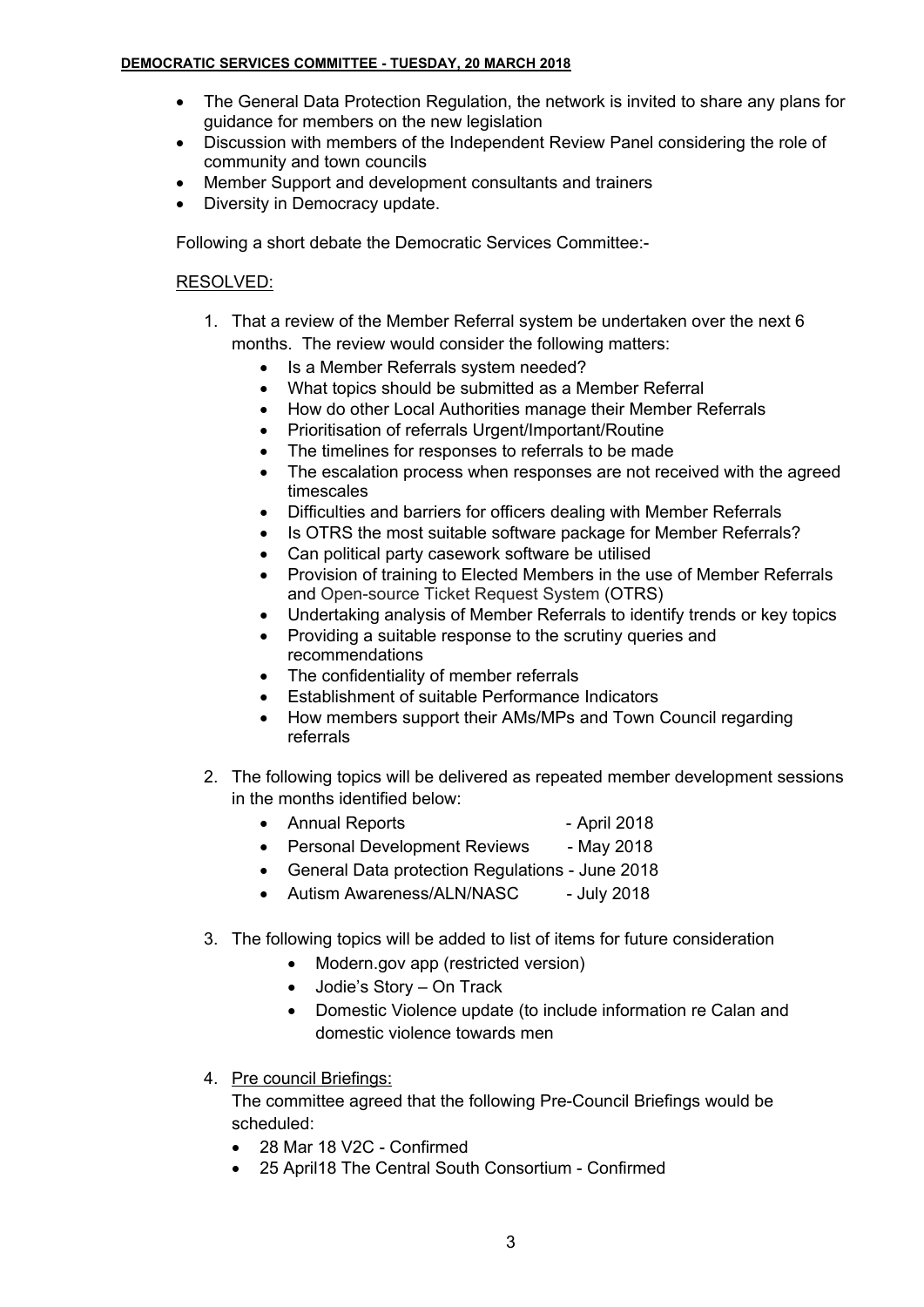- The General Data Protection Regulation, the network is invited to share any plans for guidance for members on the new legislation
- Discussion with members of the Independent Review Panel considering the role of community and town councils
- Member Support and development consultants and trainers
- Diversity in Democracy update.

Following a short debate the Democratic Services Committee:-

RESOLVED:

1. That a review of the Member Referral system be undertaken over the next 6 months. The review would consider the following matters:
   - Is a Member Referrals system needed?
   - What topics should be submitted as a Member Referral
   - How do other Local Authorities manage their Member Referrals
   - Prioritisation of referrals Urgent/Important/Routine
   - The timelines for responses to referrals to be made
   - The escalation process when responses are not received with the agreed timescales
   - Difficulties and barriers for officers dealing with Member Referrals
   - Is OTRS the most suitable software package for Member Referrals?
   - Can political party casework software be utilised
   - Provision of training to Elected Members in the use of Member Referrals and Open-source Ticket Request System (OTRS)
   - Undertaking analysis of Member Referrals to identify trends or key topics
   - Providing a suitable response to the scrutiny queries and recommendations
   - The confidentiality of member referrals
   - Establishment of suitable Performance Indicators
   - How members support their AMs/MPs and Town Council regarding referrals

2. The following topics will be delivered as repeated member development sessions in the months identified below:
   - Annual Reports - April 2018
   - Personal Development Reviews - May 2018
   - General Data protection Regulations - June 2018
   - Autism Awareness/ALN/NASC - July 2018

3. The following topics will be added to list of items for future consideration
   - Modern.gov app (restricted version)
   - Jodie's Story – On Track
   - Domestic Violence update (to include information re Calan and domestic violence towards men

4. Pre council Briefings:
   The committee agreed that the following Pre-Council Briefings would be scheduled:
   - 28 Mar 18 V2C - Confirmed
   - 25 April18 The Central South Consortium - Confirmed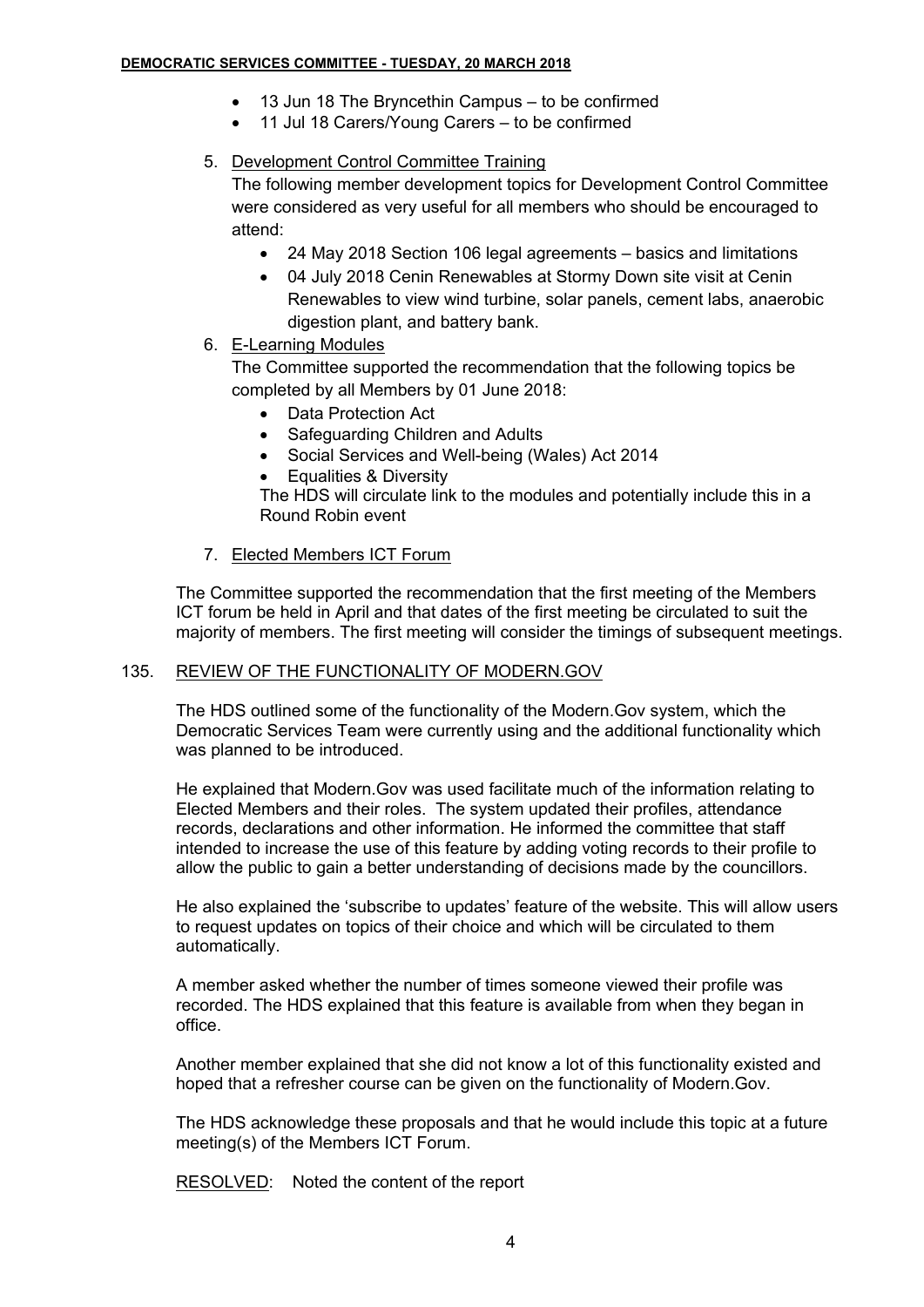- 13 Jun 18 The Bryncethin Campus – to be confirmed
- 11 Jul 18 Carers/Young Carers – to be confirmed

5. Development Control Committee Training

   The following member development topics for Development Control Committee were considered as very useful for all members who should be encouraged to attend:

   - 24 May 2018 Section 106 legal agreements – basics and limitations
   - 04 July 2018 Cenin Renewables at Stormy Down site visit at Cenin Renewables to view wind turbine, solar panels, cement labs, anaerobic digestion plant, and battery bank.

6. E-Learning Modules

   The Committee supported the recommendation that the following topics be completed by all Members by 01 June 2018:

   - Data Protection Act
   - Safeguarding Children and Adults
   - Social Services and Well-being (Wales) Act 2014
   - Equalities & Diversity

   The HDS will circulate link to the modules and potentially include this in a Round Robin event

7. Elected Members ICT Forum

The Committee supported the recommendation that the first meeting of the Members ICT forum be held in April and that dates of the first meeting be circulated to suit the majority of members. The first meeting will consider the timings of subsequent meetings.

## 135. REVIEW OF THE FUNCTIONALITY OF MODERN.GOV

The HDS outlined some of the functionality of the Modern.Gov system, which the Democratic Services Team were currently using and the additional functionality which was planned to be introduced.

He explained that Modern.Gov was used facilitate much of the information relating to Elected Members and their roles. The system updated their profiles, attendance records, declarations and other information. He informed the committee that staff intended to increase the use of this feature by adding voting records to their profile to allow the public to gain a better understanding of decisions made by the councillors.

He also explained the 'subscribe to updates' feature of the website. This will allow users to request updates on topics of their choice and which will be circulated to them automatically.

A member asked whether the number of times someone viewed their profile was recorded. The HDS explained that this feature is available from when they began in office.

Another member explained that she did not know a lot of this functionality existed and hoped that a refresher course can be given on the functionality of Modern.Gov.

The HDS acknowledge these proposals and that he would include this topic at a future meeting(s) of the Members ICT Forum.

RESOLVED: Noted the content of the report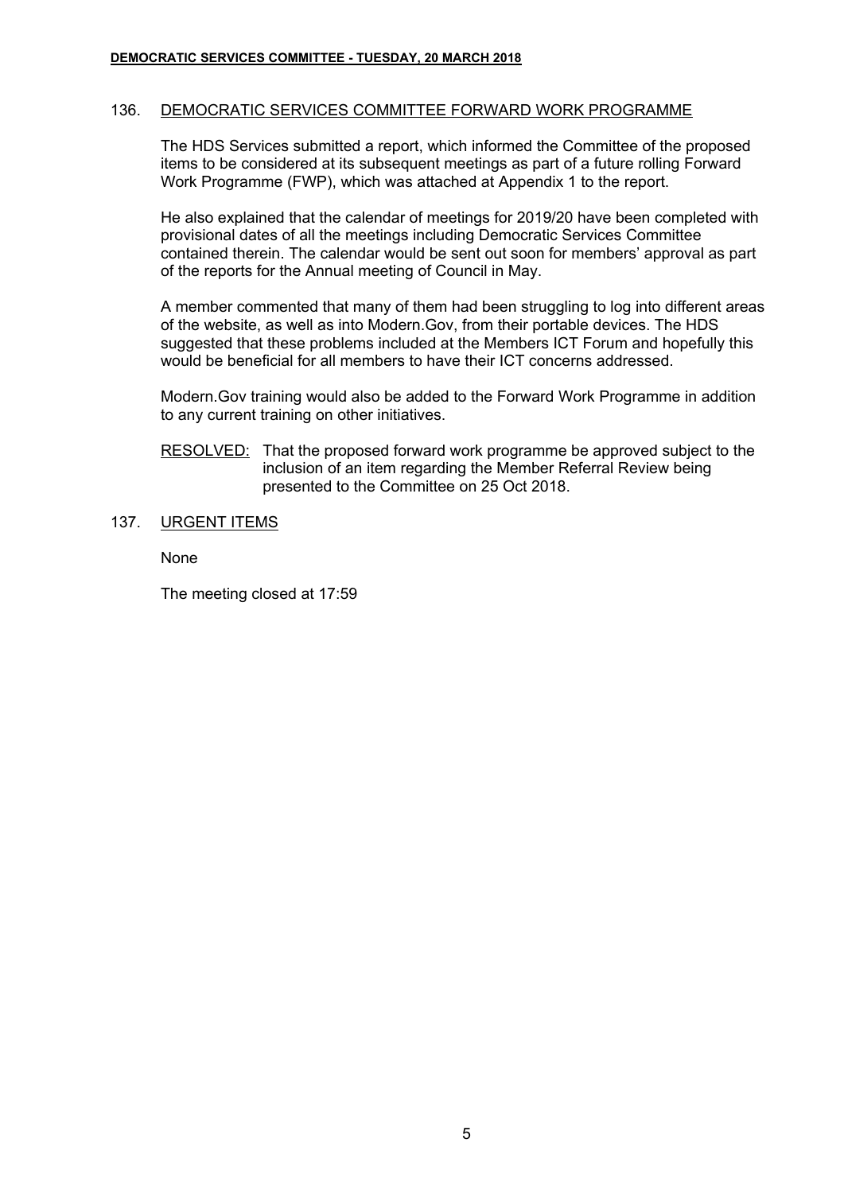## 136. DEMOCRATIC SERVICES COMMITTEE FORWARD WORK PROGRAMME

The HDS Services submitted a report, which informed the Committee of the proposed items to be considered at its subsequent meetings as part of a future rolling Forward Work Programme (FWP), which was attached at Appendix 1 to the report.

He also explained that the calendar of meetings for 2019/20 have been completed with provisional dates of all the meetings including Democratic Services Committee contained therein. The calendar would be sent out soon for members' approval as part of the reports for the Annual meeting of Council in May.

A member commented that many of them had been struggling to log into different areas of the website, as well as into Modern.Gov, from their portable devices. The HDS suggested that these problems included at the Members ICT Forum and hopefully this would be beneficial for all members to have their ICT concerns addressed.

Modern.Gov training would also be added to the Forward Work Programme in addition to any current training on other initiatives.

RESOLVED: That the proposed forward work programme be approved subject to the inclusion of an item regarding the Member Referral Review being presented to the Committee on 25 Oct 2018.

## 137. URGENT ITEMS

None

The meeting closed at 17:59